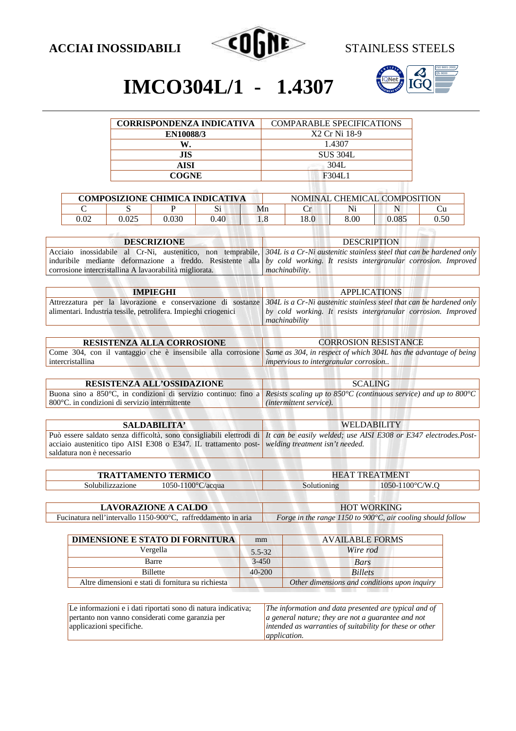ACCIAI INOSSIDABILI — STAINLESS STEELS

# IMCO304L/1 - 1.4307

| CORRISPONDENZA INDICATIVA | COMPARABLE SPECIFICATIONS |
|---|---|
| **EN10088/3** | X2 Cr Ni 18-9 |
| **W.** | 1.4307 |
| **JIS** | SUS 304L |
| **AISI** | 304L |
| **COGNE** | F304L1 |

| COMPOSIZIONE CHIMICA INDICATIVA | | | | NOMINAL CHEMICAL COMPOSITION | | | | |
|---|---|---|---|---|---|---|---|---|
| C | S | P | Si | Mn | Cr | Ni | N | Cu |
| 0.02 | 0.025 | 0.030 | 0.40 | 1.8 | 18.0 | 8.00 | 0.085 | 0.50 |

| DESCRIZIONE | DESCRIPTION |
|---|---|
| Acciaio inossidabile al Cr-Ni, austenitico, non temprabile, induribile mediante deformazione a freddo. Resistente alla corrosione intercristallina A lavaorabilità migliorata. | *304L is a Cr-Ni austenitic stainless steel that can be hardened only by cold working. It resists intergranular corrosion. Improved machinability.* |

| IMPIEGHI | APPLICATIONS |
|---|---|
| Attrezzatura per la lavorazione e conservazione di sostanze alimentari. Industria tessile, petrolifera. Impieghi criogenici | *304L is a Cr-Ni austenitic stainless steel that can be hardened only by cold working. It resists intergranular corrosion. Improved machinability* |

| RESISTENZA ALLA CORROSIONE | CORROSION RESISTANCE |
|---|---|
| Come 304, con il vantaggio che è insensibile alla corrosione intercristallina | *Same as 304, in respect of which 304L has the advantage of being impervious to intergranular corrosion..* |

| RESISTENZA ALL'OSSIDAZIONE | SCALING |
|---|---|
| Buona sino a 850°C, in condizioni di servizio continuo: fino a 800°C. in condizioni di servizio intermittente | *Resists scaling up to 850°C (continuous service) and up to 800°C (intermittent service).* |

| SALDABILITA' | WELDABILITY |
|---|---|
| Può essere saldato senza difficoltà, sono consigliabili elettrodi di acciaio austenitico tipo AISI E308 o E347. IL trattamento post-saldatura non è necessario | *It can be easily welded; use AISI E308 or E347 electrodes.Post-welding treatment isn't needed.* |

| TRATTAMENTO TERMICO | | HEAT TREATMENT | |
|---|---|---|---|
| Solubilizzazione | 1050-1100°C/acqua | Solutioning | 1050-1100°C/W.Q |

| LAVORAZIONE A CALDO | HOT WORKING |
|---|---|
| Fucinatura nell'intervallo 1150-900°C, raffreddamento in aria | *Forge in the range 1150 to 900°C, air cooling should follow* |

| DIMENSIONE E STATO DI FORNITURA | mm | AVAILABLE FORMS |
|---|---|---|
| Vergella | 5.5-32 | *Wire rod* |
| Barre | 3-450 | *Bars* |
| Billette | 40-200 | *Billets* |
| Altre dimensioni e stati di fornitura su richiesta | | *Other dimensions and conditions upon inquiry* |

| Le informazioni e i dati riportati sono di natura indicativa; pertanto non vanno considerati come garanzia per applicazioni specifiche. | *The information and data presented are typical and of a general nature; they are not a guarantee and not intended as warranties of suitability for these or other application.* |
|---|---|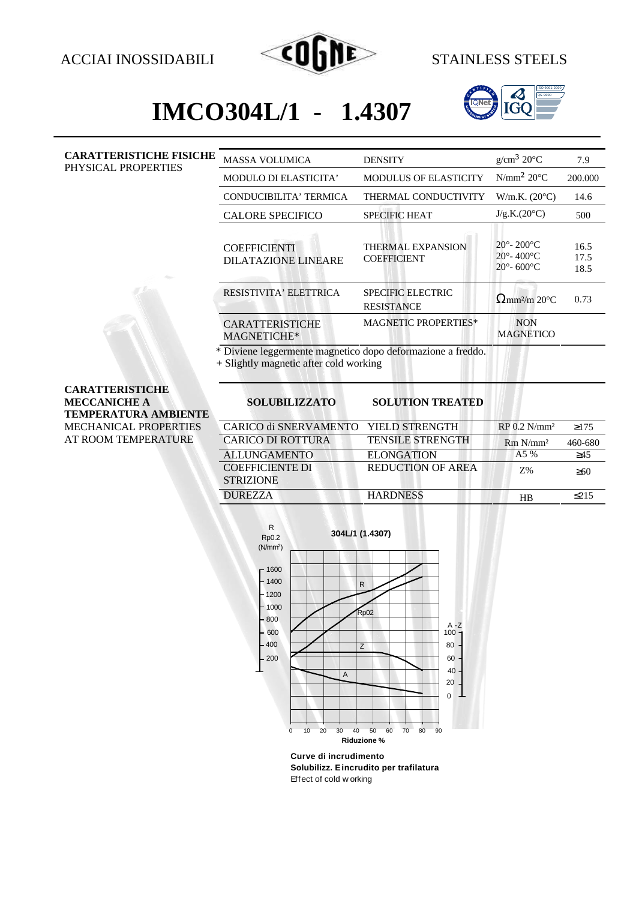ACCIAI INOSSIDABILI — STAINLESS STEELS

# IMCO304L/1 - 1.4307

**CARATTERISTICHE FISICHE**
PHYSICAL PROPERTIES

| | | | |
|---|---|---|---|
| MASSA VOLUMICA | DENSITY | $g/cm^3$ 20°C | 7.9 |
| MODULO DI ELASTICITA' | MODULUS OF ELASTICITY | $N/mm^2$ 20°C | 200.000 |
| CONDUCIBILITA' TERMICA | THERMAL CONDUCTIVITY | W/m.K. (20°C) | 14.6 |
| CALORE SPECIFICO | SPECIFIC HEAT | J/g.K.(20°C) | 500 |
| COEFFICIENTI DILATAZIONE LINEARE | THERMAL EXPANSION COEFFICIENT | 20°- 200°C<br>20°- 400°C<br>20°- 600°C | 16.5<br>17.5<br>18.5 |
| RESISTIVITA' ELETTRICA | SPECIFIC ELECTRIC RESISTANCE | $\Omega mm^2/m$ 20°C | 0.73 |
| CARATTERISTICHE MAGNETICHE* | MAGNETIC PROPERTIES* | NON MAGNETICO | |

\* Diviene leggermente magnetico dopo deformazione a freddo.
\+ Slightly magnetic after cold working

**CARATTERISTICHE MECCANICHE A TEMPERATURA AMBIENTE**
MECHANICAL PROPERTIES AT ROOM TEMPERATURE

| SOLUBILIZZATO | SOLUTION TREATED | | |
|---|---|---|---|
| CARICO di SNERVAMENTO | YIELD STRENGTH | RP 0.2 $N/mm^2$ | ≥175 |
| CARICO DI ROTTURA | TENSILE STRENGTH | Rm $N/mm^2$ | 460-680 |
| ALLUNGAMENTO | ELONGATION | A5 % | ≥45 |
| COEFFICIENTE DI STRIZIONE | REDUCTION OF AREA | Z% | ≥60 |
| DUREZZA | HARDNESS | HB | ≤215 |

304L/1 (1.4307)
R
Rp0.2
($N/mm^2$)
1600
1400
1200
1000
800
600
400
200
R
Rp02
Z
A
A - Z
100
80
60
40
20
0
0 10 20 30 40 50 60 70 80 90
Riduzione %

**Curve di incrudimento**
**Solubilizz. E incrudito per trafilatura**
Effect of cold working